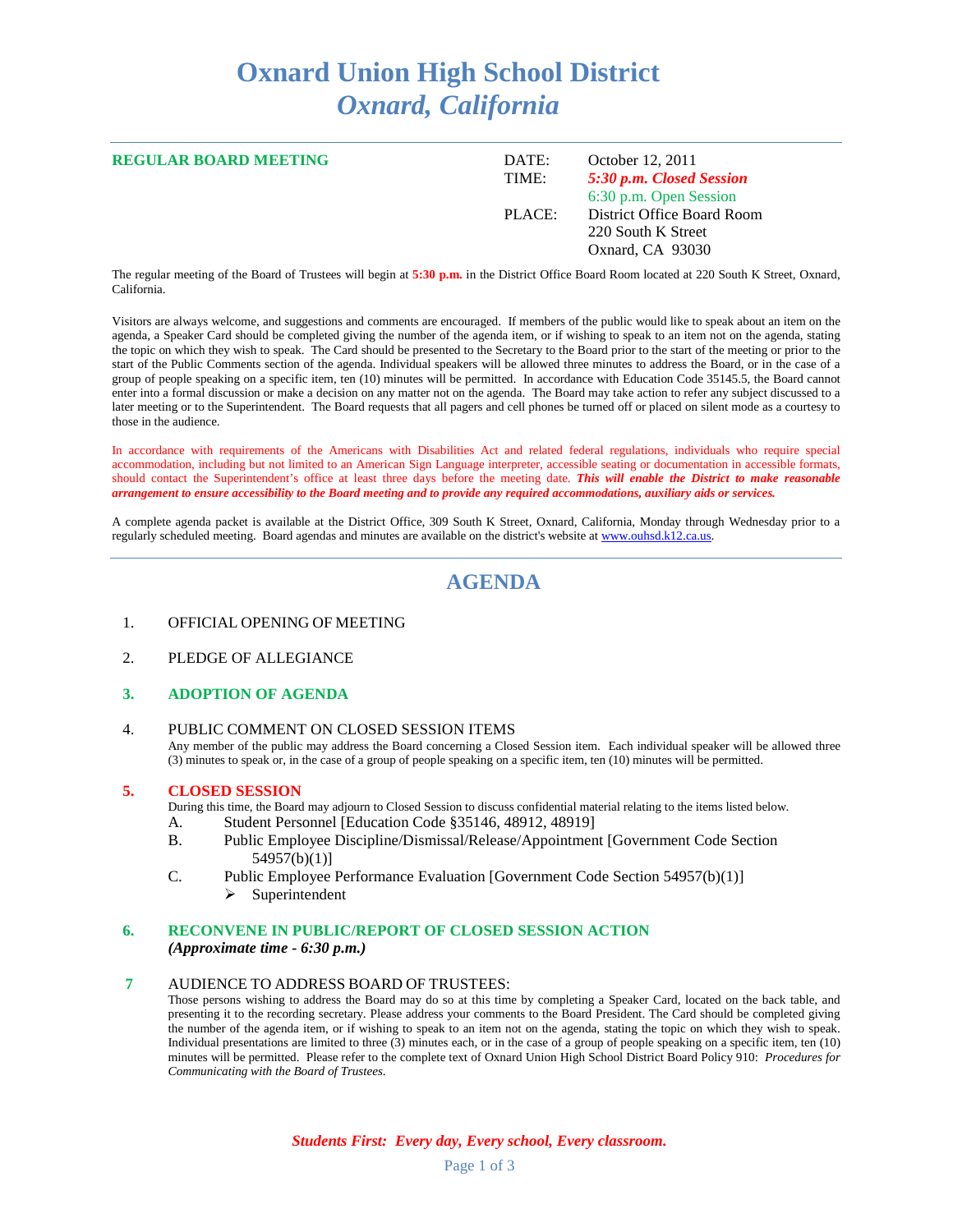# Oxnard Union High School District
## *Oxnard, California*

**REGULAR BOARD MEETING**

DATE: October 12, 2011
TIME: ***5:30 p.m. Closed Session***
6:30 p.m. Open Session
PLACE: District Office Board Room
220 South K Street
Oxnard, CA 93030

The regular meeting of the Board of Trustees will begin at **5:30 p.m.** in the District Office Board Room located at 220 South K Street, Oxnard, California.

Visitors are always welcome, and suggestions and comments are encouraged. If members of the public would like to speak about an item on the agenda, a Speaker Card should be completed giving the number of the agenda item, or if wishing to speak to an item not on the agenda, stating the topic on which they wish to speak. The Card should be presented to the Secretary to the Board prior to the start of the meeting or prior to the start of the Public Comments section of the agenda. Individual speakers will be allowed three minutes to address the Board, or in the case of a group of people speaking on a specific item, ten (10) minutes will be permitted. In accordance with Education Code 35145.5, the Board cannot enter into a formal discussion or make a decision on any matter not on the agenda. The Board may take action to refer any subject discussed to a later meeting or to the Superintendent. The Board requests that all pagers and cell phones be turned off or placed on silent mode as a courtesy to those in the audience.

In accordance with requirements of the Americans with Disabilities Act and related federal regulations, individuals who require special accommodation, including but not limited to an American Sign Language interpreter, accessible seating or documentation in accessible formats, should contact the Superintendent's office at least three days before the meeting date. ***This will enable the District to make reasonable arrangement to ensure accessibility to the Board meeting and to provide any required accommodations, auxiliary aids or services.***

A complete agenda packet is available at the District Office, 309 South K Street, Oxnard, California, Monday through Wednesday prior to a regularly scheduled meeting. Board agendas and minutes are available on the district's website at www.ouhsd.k12.ca.us.

## AGENDA

1. OFFICIAL OPENING OF MEETING

2. PLEDGE OF ALLEGIANCE

3. **ADOPTION OF AGENDA**

4. PUBLIC COMMENT ON CLOSED SESSION ITEMS
   Any member of the public may address the Board concerning a Closed Session item. Each individual speaker will be allowed three (3) minutes to speak or, in the case of a group of people speaking on a specific item, ten (10) minutes will be permitted.

5. **CLOSED SESSION**
   During this time, the Board may adjourn to Closed Session to discuss confidential material relating to the items listed below.
   A. Student Personnel [Education Code §35146, 48912, 48919]
   B. Public Employee Discipline/Dismissal/Release/Appointment [Government Code Section 54957(b)(1)]
   C. Public Employee Performance Evaluation [Government Code Section 54957(b)(1)]
      - Superintendent

6. **RECONVENE IN PUBLIC/REPORT OF CLOSED SESSION ACTION**
   ***(Approximate time - 6:30 p.m.)***

7. AUDIENCE TO ADDRESS BOARD OF TRUSTEES:
   Those persons wishing to address the Board may do so at this time by completing a Speaker Card, located on the back table, and presenting it to the recording secretary. Please address your comments to the Board President. The Card should be completed giving the number of the agenda item, or if wishing to speak to an item not on the agenda, stating the topic on which they wish to speak. Individual presentations are limited to three (3) minutes each, or in the case of a group of people speaking on a specific item, ten (10) minutes will be permitted. Please refer to the complete text of Oxnard Union High School District Board Policy 910: *Procedures for Communicating with the Board of Trustees.*

***Students First: Every day, Every school, Every classroom.***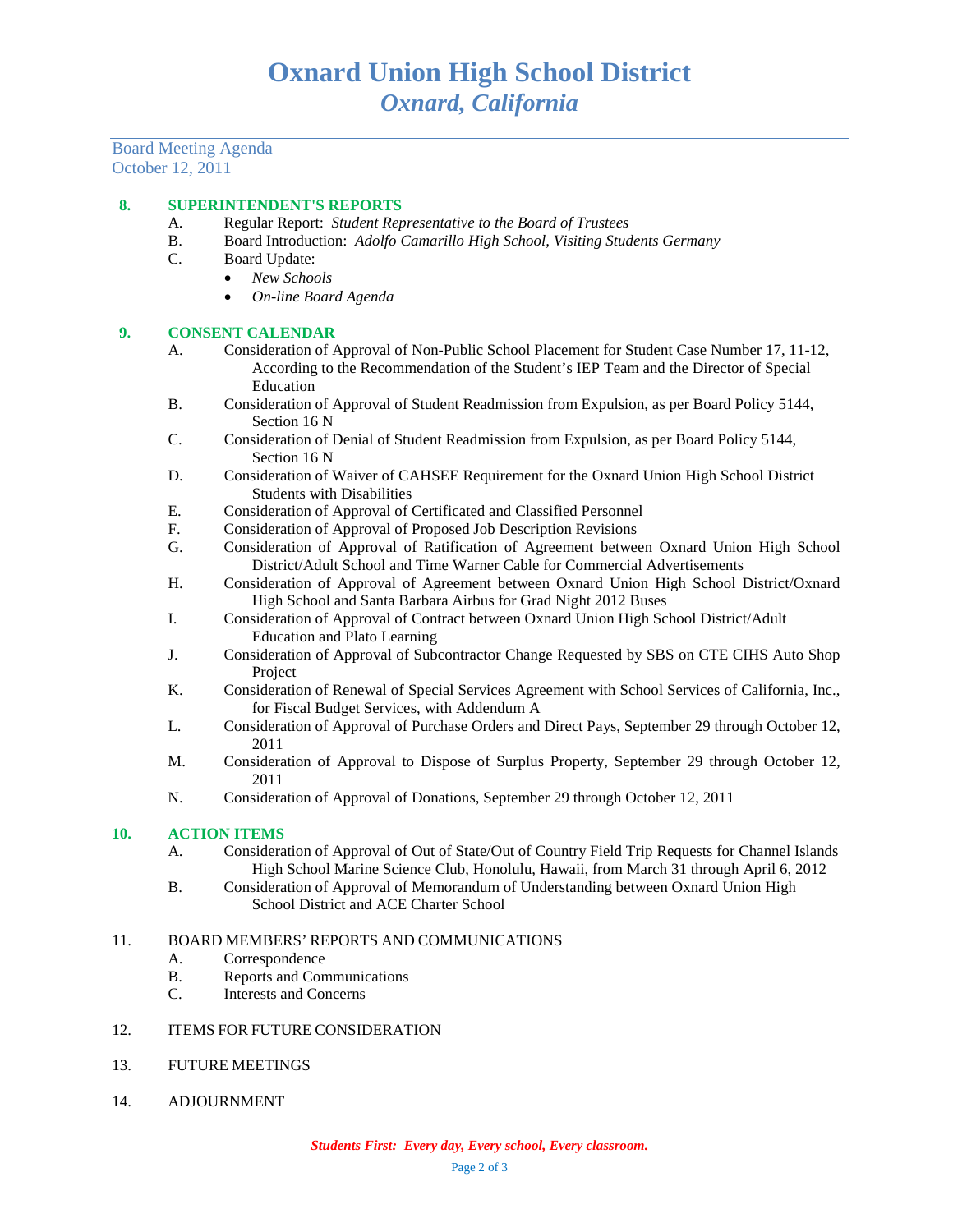# Oxnard Union High School District
## *Oxnard, California*

Board Meeting Agenda
October 12, 2011

**8. SUPERINTENDENT'S REPORTS**

A. Regular Report: *Student Representative to the Board of Trustees*
B. Board Introduction: *Adolfo Camarillo High School, Visiting Students Germany*
C. Board Update:
- *New Schools*
- *On-line Board Agenda*

**9. CONSENT CALENDAR**

A. Consideration of Approval of Non-Public School Placement for Student Case Number 17, 11-12, According to the Recommendation of the Student's IEP Team and the Director of Special Education
B. Consideration of Approval of Student Readmission from Expulsion, as per Board Policy 5144, Section 16 N
C. Consideration of Denial of Student Readmission from Expulsion, as per Board Policy 5144, Section 16 N
D. Consideration of Waiver of CAHSEE Requirement for the Oxnard Union High School District Students with Disabilities
E. Consideration of Approval of Certificated and Classified Personnel
F. Consideration of Approval of Proposed Job Description Revisions
G. Consideration of Approval of Ratification of Agreement between Oxnard Union High School District/Adult School and Time Warner Cable for Commercial Advertisements
H. Consideration of Approval of Agreement between Oxnard Union High School District/Oxnard High School and Santa Barbara Airbus for Grad Night 2012 Buses
I. Consideration of Approval of Contract between Oxnard Union High School District/Adult Education and Plato Learning
J. Consideration of Approval of Subcontractor Change Requested by SBS on CTE CIHS Auto Shop Project
K. Consideration of Renewal of Special Services Agreement with School Services of California, Inc., for Fiscal Budget Services, with Addendum A
L. Consideration of Approval of Purchase Orders and Direct Pays, September 29 through October 12, 2011
M. Consideration of Approval to Dispose of Surplus Property, September 29 through October 12, 2011
N. Consideration of Approval of Donations, September 29 through October 12, 2011

**10. ACTION ITEMS**

A. Consideration of Approval of Out of State/Out of Country Field Trip Requests for Channel Islands High School Marine Science Club, Honolulu, Hawaii, from March 31 through April 6, 2012
B. Consideration of Approval of Memorandum of Understanding between Oxnard Union High School District and ACE Charter School

11. BOARD MEMBERS' REPORTS AND COMMUNICATIONS

A. Correspondence
B. Reports and Communications
C. Interests and Concerns

12. ITEMS FOR FUTURE CONSIDERATION

13. FUTURE MEETINGS

14. ADJOURNMENT

***Students First: Every day, Every school, Every classroom.***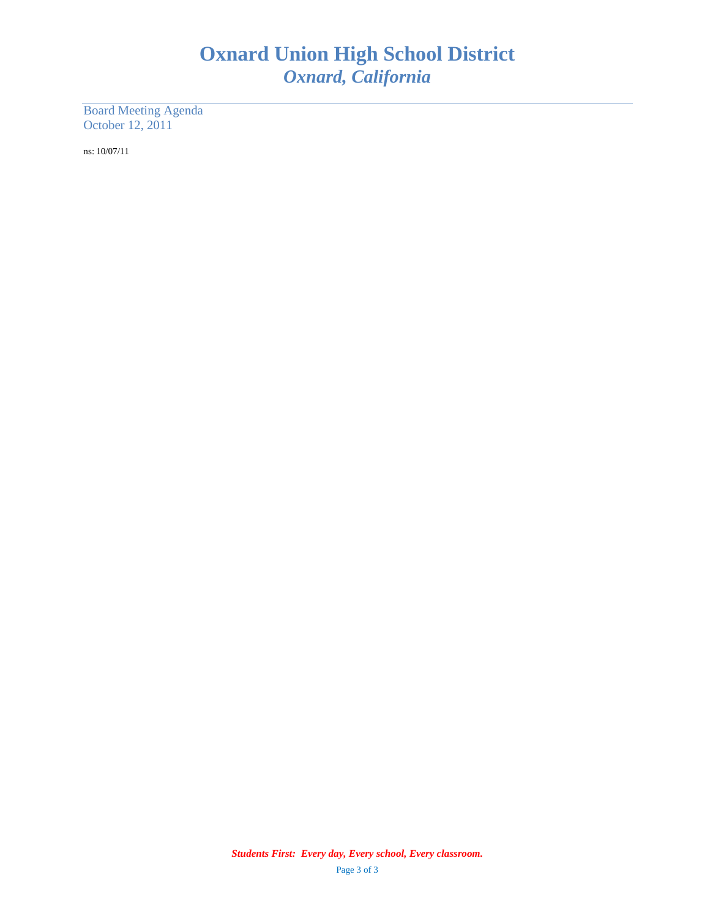ns: 10/07/11